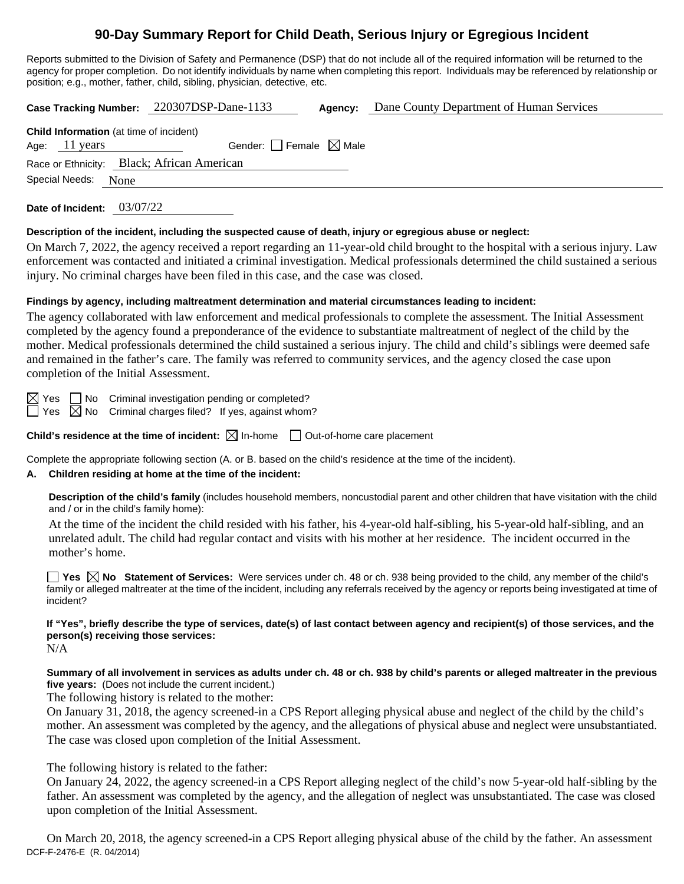# 90-Day Summary Report for Child Death, Serious Injury or Egregious Incident

Reports submitted to the Division of Safety and Permanence (DSP) that do not include all of the required information will be returned to the agency for proper completion. Do not identify individuals by name when completing this report. Individuals may be referenced by relationship or position; e.g., mother, father, child, sibling, physician, detective, etc.

**Case Tracking Number:** 220307DSP-Dane-1133 **Agency:** Dane County Department of Human Services

**Child Information** (at time of incident)

Age: 11 years Gender: ☐ Female ☒ Male

Race or Ethnicity: Black; African American

Special Needs: None

**Date of Incident:** 03/07/22

**Description of the incident, including the suspected cause of death, injury or egregious abuse or neglect:**

On March 7, 2022, the agency received a report regarding an 11-year-old child brought to the hospital with a serious injury. Law enforcement was contacted and initiated a criminal investigation. Medical professionals determined the child sustained a serious injury. No criminal charges have been filed in this case, and the case was closed.

**Findings by agency, including maltreatment determination and material circumstances leading to incident:**

The agency collaborated with law enforcement and medical professionals to complete the assessment. The Initial Assessment completed by the agency found a preponderance of the evidence to substantiate maltreatment of neglect of the child by the mother. Medical professionals determined the child sustained a serious injury. The child and child's siblings were deemed safe and remained in the father's care. The family was referred to community services, and the agency closed the case upon completion of the Initial Assessment.

☒ Yes ☐ No Criminal investigation pending or completed?

☐ Yes ☒ No Criminal charges filed? If yes, against whom?

**Child's residence at the time of incident:** ☒ In-home ☐ Out-of-home care placement

Complete the appropriate following section (A. or B. based on the child's residence at the time of the incident).

**A. Children residing at home at the time of the incident:**

**Description of the child's family** (includes household members, noncustodial parent and other children that have visitation with the child and / or in the child's family home):

At the time of the incident the child resided with his father, his 4-year-old half-sibling, his 5-year-old half-sibling, and an unrelated adult. The child had regular contact and visits with his mother at her residence. The incident occurred in the mother's home.

☐ **Yes** ☒ **No Statement of Services:** Were services under ch. 48 or ch. 938 being provided to the child, any member of the child's family or alleged maltreater at the time of the incident, including any referrals received by the agency or reports being investigated at time of incident?

**If "Yes", briefly describe the type of services, date(s) of last contact between agency and recipient(s) of those services, and the person(s) receiving those services:**

N/A

**Summary of all involvement in services as adults under ch. 48 or ch. 938 by child's parents or alleged maltreater in the previous five years:** (Does not include the current incident.)

The following history is related to the mother:

On January 31, 2018, the agency screened-in a CPS Report alleging physical abuse and neglect of the child by the child's mother. An assessment was completed by the agency, and the allegations of physical abuse and neglect were unsubstantiated. The case was closed upon completion of the Initial Assessment.

The following history is related to the father:

On January 24, 2022, the agency screened-in a CPS Report alleging neglect of the child's now 5-year-old half-sibling by the father. An assessment was completed by the agency, and the allegation of neglect was unsubstantiated. The case was closed upon completion of the Initial Assessment.

On March 20, 2018, the agency screened-in a CPS Report alleging physical abuse of the child by the father. An assessment

DCF-F-2476-E (R. 04/2014)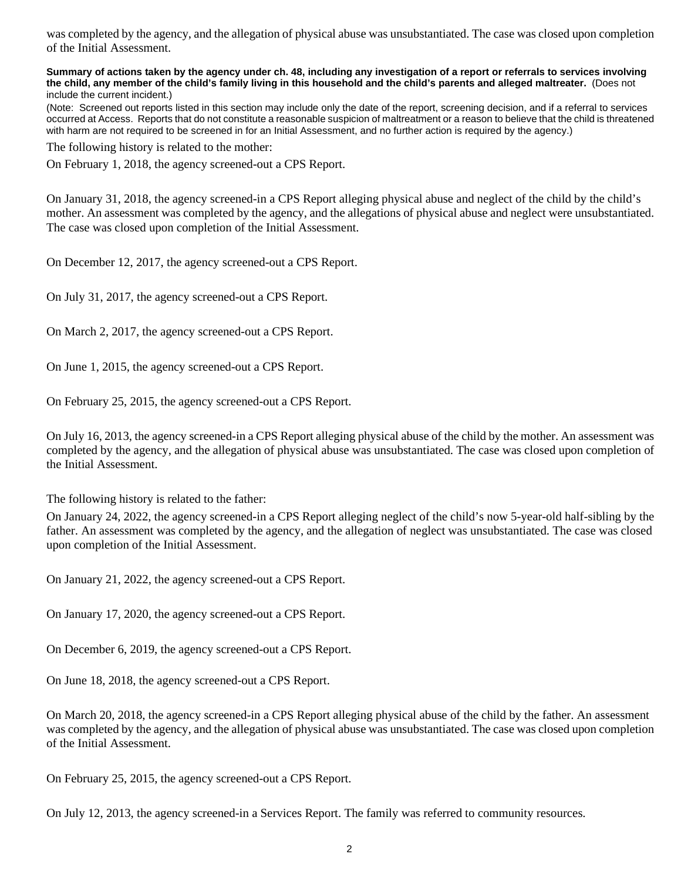was completed by the agency, and the allegation of physical abuse was unsubstantiated. The case was closed upon completion of the Initial Assessment.

**Summary of actions taken by the agency under ch. 48, including any investigation of a report or referrals to services involving the child, any member of the child's family living in this household and the child's parents and alleged maltreater.** (Does not include the current incident.)

(Note: Screened out reports listed in this section may include only the date of the report, screening decision, and if a referral to services occurred at Access. Reports that do not constitute a reasonable suspicion of maltreatment or a reason to believe that the child is threatened with harm are not required to be screened in for an Initial Assessment, and no further action is required by the agency.)

The following history is related to the mother:

On February 1, 2018, the agency screened-out a CPS Report.

On January 31, 2018, the agency screened-in a CPS Report alleging physical abuse and neglect of the child by the child's mother. An assessment was completed by the agency, and the allegations of physical abuse and neglect were unsubstantiated. The case was closed upon completion of the Initial Assessment.

On December 12, 2017, the agency screened-out a CPS Report.

On July 31, 2017, the agency screened-out a CPS Report.

On March 2, 2017, the agency screened-out a CPS Report.

On June 1, 2015, the agency screened-out a CPS Report.

On February 25, 2015, the agency screened-out a CPS Report.

On July 16, 2013, the agency screened-in a CPS Report alleging physical abuse of the child by the mother. An assessment was completed by the agency, and the allegation of physical abuse was unsubstantiated. The case was closed upon completion of the Initial Assessment.

The following history is related to the father:

On January 24, 2022, the agency screened-in a CPS Report alleging neglect of the child's now 5-year-old half-sibling by the father. An assessment was completed by the agency, and the allegation of neglect was unsubstantiated. The case was closed upon completion of the Initial Assessment.

On January 21, 2022, the agency screened-out a CPS Report.

On January 17, 2020, the agency screened-out a CPS Report.

On December 6, 2019, the agency screened-out a CPS Report.

On June 18, 2018, the agency screened-out a CPS Report.

On March 20, 2018, the agency screened-in a CPS Report alleging physical abuse of the child by the father. An assessment was completed by the agency, and the allegation of physical abuse was unsubstantiated. The case was closed upon completion of the Initial Assessment.

On February 25, 2015, the agency screened-out a CPS Report.

On July 12, 2013, the agency screened-in a Services Report. The family was referred to community resources.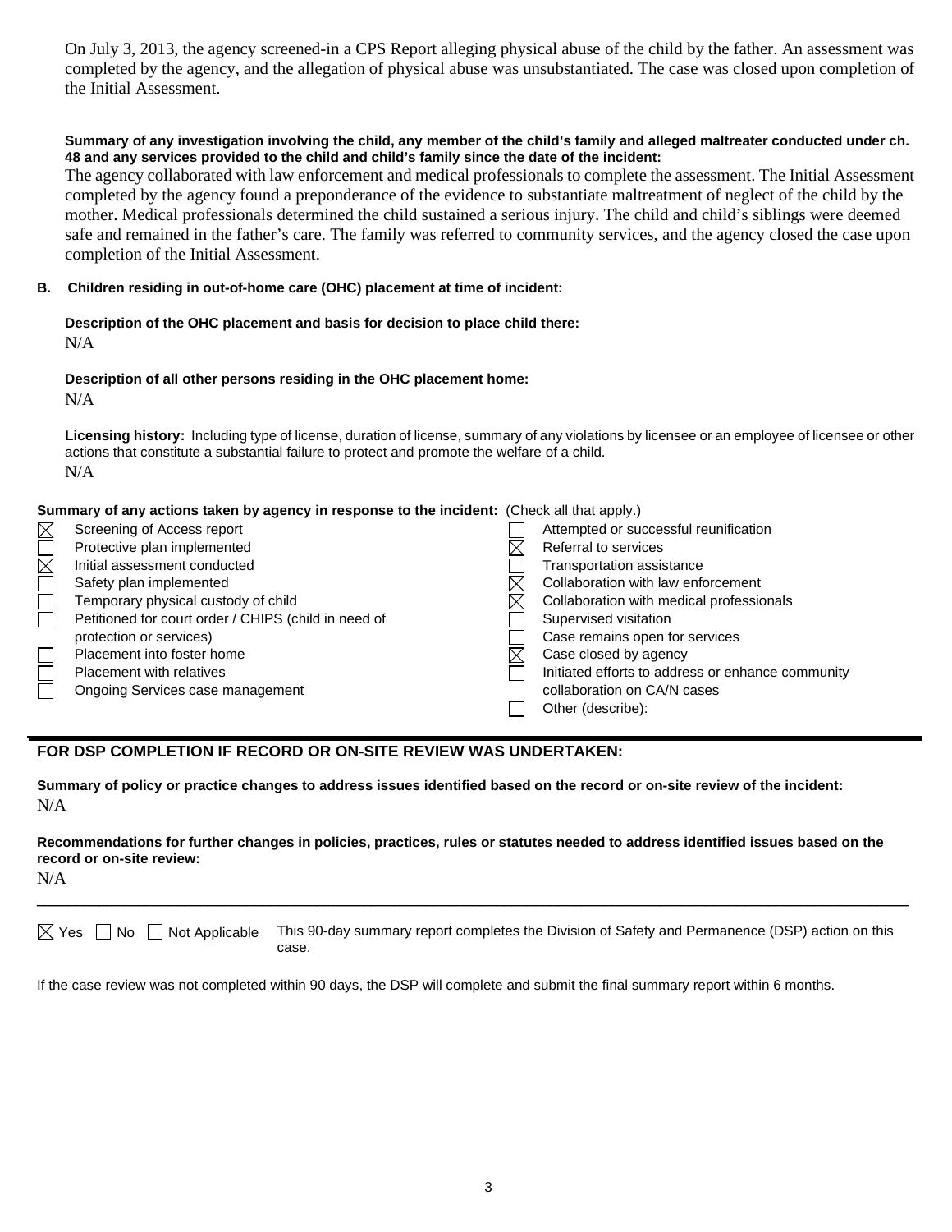On July 3, 2013, the agency screened-in a CPS Report alleging physical abuse of the child by the father. An assessment was completed by the agency, and the allegation of physical abuse was unsubstantiated. The case was closed upon completion of the Initial Assessment.

**Summary of any investigation involving the child, any member of the child's family and alleged maltreater conducted under ch. 48 and any services provided to the child and child's family since the date of the incident:**

The agency collaborated with law enforcement and medical professionals to complete the assessment. The Initial Assessment completed by the agency found a preponderance of the evidence to substantiate maltreatment of neglect of the child by the mother. Medical professionals determined the child sustained a serious injury. The child and child's siblings were deemed safe and remained in the father's care. The family was referred to community services, and the agency closed the case upon completion of the Initial Assessment.

**B. Children residing in out-of-home care (OHC) placement at time of incident:**

**Description of the OHC placement and basis for decision to place child there:**

N/A

**Description of all other persons residing in the OHC placement home:**

N/A

**Licensing history:** Including type of license, duration of license, summary of any violations by licensee or an employee of licensee or other actions that constitute a substantial failure to protect and promote the welfare of a child.

N/A

**Summary of any actions taken by agency in response to the incident:** (Check all that apply.)

- ☒ Screening of Access report
- ☐ Protective plan implemented
- ☒ Initial assessment conducted
- ☐ Safety plan implemented
- ☐ Temporary physical custody of child
- ☐ Petitioned for court order / CHIPS (child in need of protection or services)
- ☐ Placement into foster home
- ☐ Placement with relatives
- ☐ Ongoing Services case management
- ☐ Attempted or successful reunification
- ☒ Referral to services
- ☐ Transportation assistance
- ☒ Collaboration with law enforcement
- ☒ Collaboration with medical professionals
- ☐ Supervised visitation
- ☐ Case remains open for services
- ☒ Case closed by agency
- ☐ Initiated efforts to address or enhance community collaboration on CA/N cases
- ☐ Other (describe):

## FOR DSP COMPLETION IF RECORD OR ON-SITE REVIEW WAS UNDERTAKEN:

**Summary of policy or practice changes to address issues identified based on the record or on-site review of the incident:**

N/A

**Recommendations for further changes in policies, practices, rules or statutes needed to address identified issues based on the record or on-site review:**

N/A

---

☒ Yes ☐ No ☐ Not Applicable This 90-day summary report completes the Division of Safety and Permanence (DSP) action on this case.

If the case review was not completed within 90 days, the DSP will complete and submit the final summary report within 6 months.